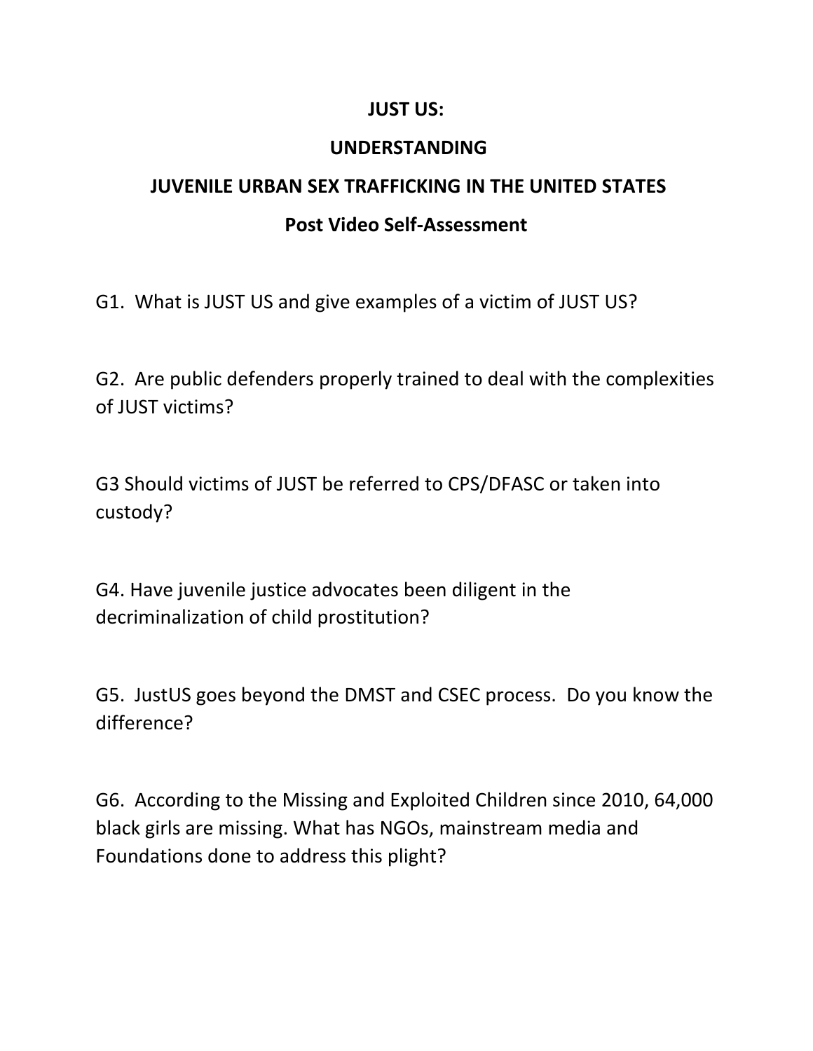# JUST US:

# UNDERSTANDING

# JUVENILE URBAN SEX TRAFFICKING IN THE UNITED STATES

## Post Video Self-Assessment

G1. What is JUST US and give examples of a victim of JUST US?

G2. Are public defenders properly trained to deal with the complexities of JUST victims?

G3 Should victims of JUST be referred to CPS/DFASC or taken into custody?

G4. Have juvenile justice advocates been diligent in the decriminalization of child prostitution?

G5. JustUS goes beyond the DMST and CSEC process. Do you know the difference?

G6. According to the Missing and Exploited Children since 2010, 64,000 black girls are missing. What has NGOs, mainstream media and Foundations done to address this plight?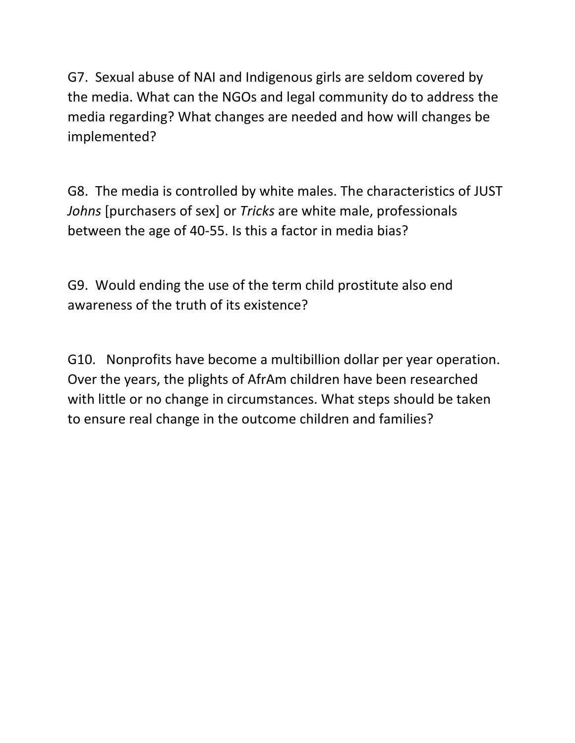G7. Sexual abuse of NAI and Indigenous girls are seldom covered by the media. What can the NGOs and legal community do to address the media regarding? What changes are needed and how will changes be implemented?

G8. The media is controlled by white males. The characteristics of JUST *Johns* [purchasers of sex] or *Tricks* are white male, professionals between the age of 40-55. Is this a factor in media bias?

G9. Would ending the use of the term child prostitute also end awareness of the truth of its existence?

G10. Nonprofits have become a multibillion dollar per year operation. Over the years, the plights of AfrAm children have been researched with little or no change in circumstances. What steps should be taken to ensure real change in the outcome children and families?